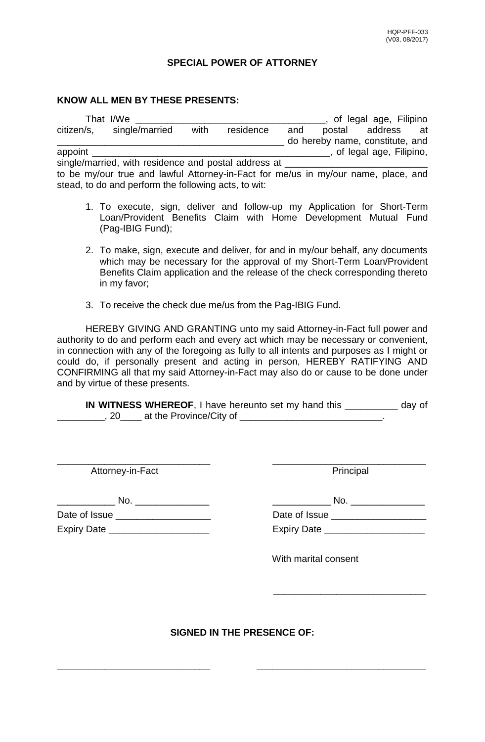HQP-PFF-033
(V03, 08/2017)

# SPECIAL POWER OF ATTORNEY

**KNOW ALL MEN BY THESE PRESENTS:**

That I/We ___________________________________, of legal age, Filipino citizen/s, single/married with residence and postal address at __________________________________________ do hereby name, constitute, and appoint _____________________________________________, of legal age, Filipino, single/married, with residence and postal address at ___________________________ to be my/our true and lawful Attorney-in-Fact for me/us in my/our name, place, and stead, to do and perform the following acts, to wit:

1. To execute, sign, deliver and follow-up my Application for Short-Term Loan/Provident Benefits Claim with Home Development Mutual Fund (Pag-IBIG Fund);

2. To make, sign, execute and deliver, for and in my/our behalf, any documents which may be necessary for the approval of my Short-Term Loan/Provident Benefits Claim application and the release of the check corresponding thereto in my favor;

3. To receive the check due me/us from the Pag-IBIG Fund.

HEREBY GIVING AND GRANTING unto my said Attorney-in-Fact full power and authority to do and perform each and every act which may be necessary or convenient, in connection with any of the foregoing as fully to all intents and purposes as I might or could do, if personally present and acting in person, HEREBY RATIFYING AND CONFIRMING all that my said Attorney-in-Fact may also do or cause to be done under and by virtue of these presents.

**IN WITNESS WHEREOF**, I have hereunto set my hand this __________ day of _________, 20____ at the Province/City of ___________________________.

_____________________________
Attorney-in-Fact

___________ No. ______________
Date of Issue __________________
Expiry Date ___________________

_____________________________
Principal

___________ No. ______________
Date of Issue __________________
Expiry Date ___________________

With marital consent

_____________________________

**SIGNED IN THE PRESENCE OF:**

_____________________________          _____________________________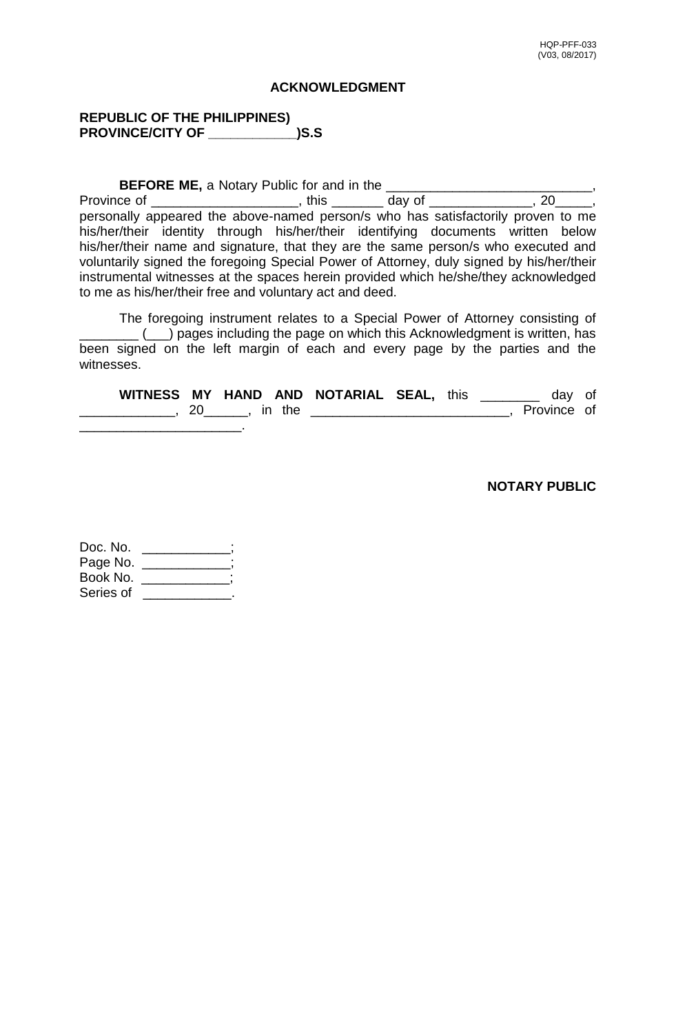HQP-PFF-033
(V03, 08/2017)

## ACKNOWLEDGMENT

**REPUBLIC OF THE PHILIPPINES)**
**PROVINCE/CITY OF ___________)S.S**

**BEFORE ME,** a Notary Public for and in the ___________________________, Province of ___________________, this _______ day of ______________, 20_____, personally appeared the above-named person/s who has satisfactorily proven to me his/her/their identity through his/her/their identifying documents written below his/her/their name and signature, that they are the same person/s who executed and voluntarily signed the foregoing Special Power of Attorney, duly signed by his/her/their instrumental witnesses at the spaces herein provided which he/she/they acknowledged to me as his/her/their free and voluntary act and deed.

The foregoing instrument relates to a Special Power of Attorney consisting of ________ (___) pages including the page on which this Acknowledgment is written, has been signed on the left margin of each and every page by the parties and the witnesses.

**WITNESS MY HAND AND NOTARIAL SEAL,** this ________ day of ____________, 20______, in the __________________________, Province of _____________________.

**NOTARY PUBLIC**

Doc. No. ____________;
Page No. ____________;
Book No. ____________;
Series of ____________.